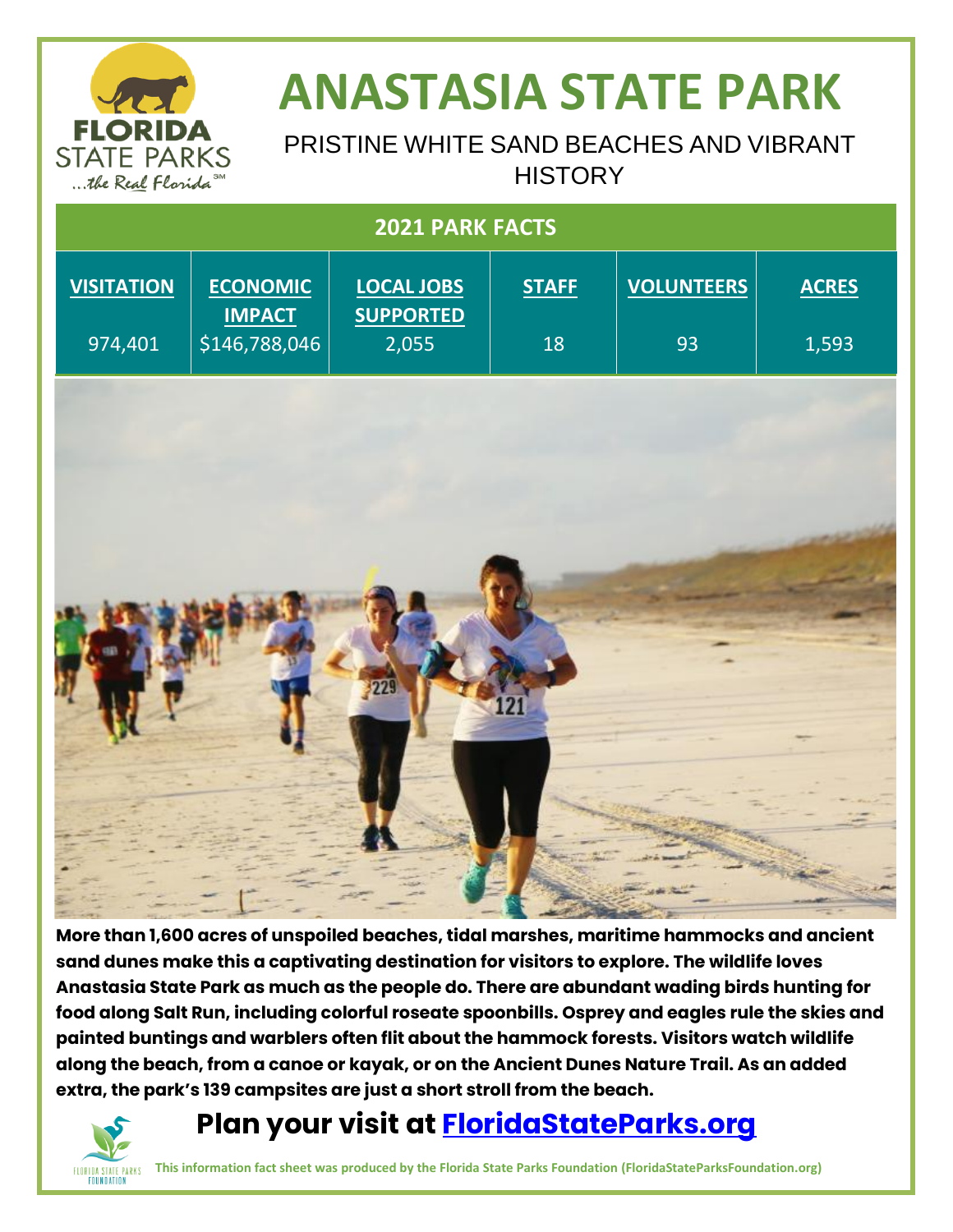# ANASTASIA STATE PARK

PRISTINE WHITE SAND BEACHES AND VIBRANT HISTORY

## 2021 PARK FACTS

| VISITATION | ECONOMIC IMPACT | LOCAL JOBS SUPPORTED | STAFF | VOLUNTEERS | ACRES |
|---|---|---|---|---|---|
| 974,401 | $146,788,046 | 2,055 | 18 | 93 | 1,593 |

**More than 1,600 acres of unspoiled beaches, tidal marshes, maritime hammocks and ancient sand dunes make this a captivating destination for visitors to explore. The wildlife loves Anastasia State Park as much as the people do. There are abundant wading birds hunting for food along Salt Run, including colorful roseate spoonbills. Osprey and eagles rule the skies and painted buntings and warblers often flit about the hammock forests. Visitors watch wildlife along the beach, from a canoe or kayak, or on the Ancient Dunes Nature Trail. As an added extra, the park's 139 campsites are just a short stroll from the beach.**

## Plan your visit at [FloridaStateParks.org](FloridaStateParks.org)

**This information fact sheet was produced by the Florida State Parks Foundation (FloridaStateParksFoundation.org)**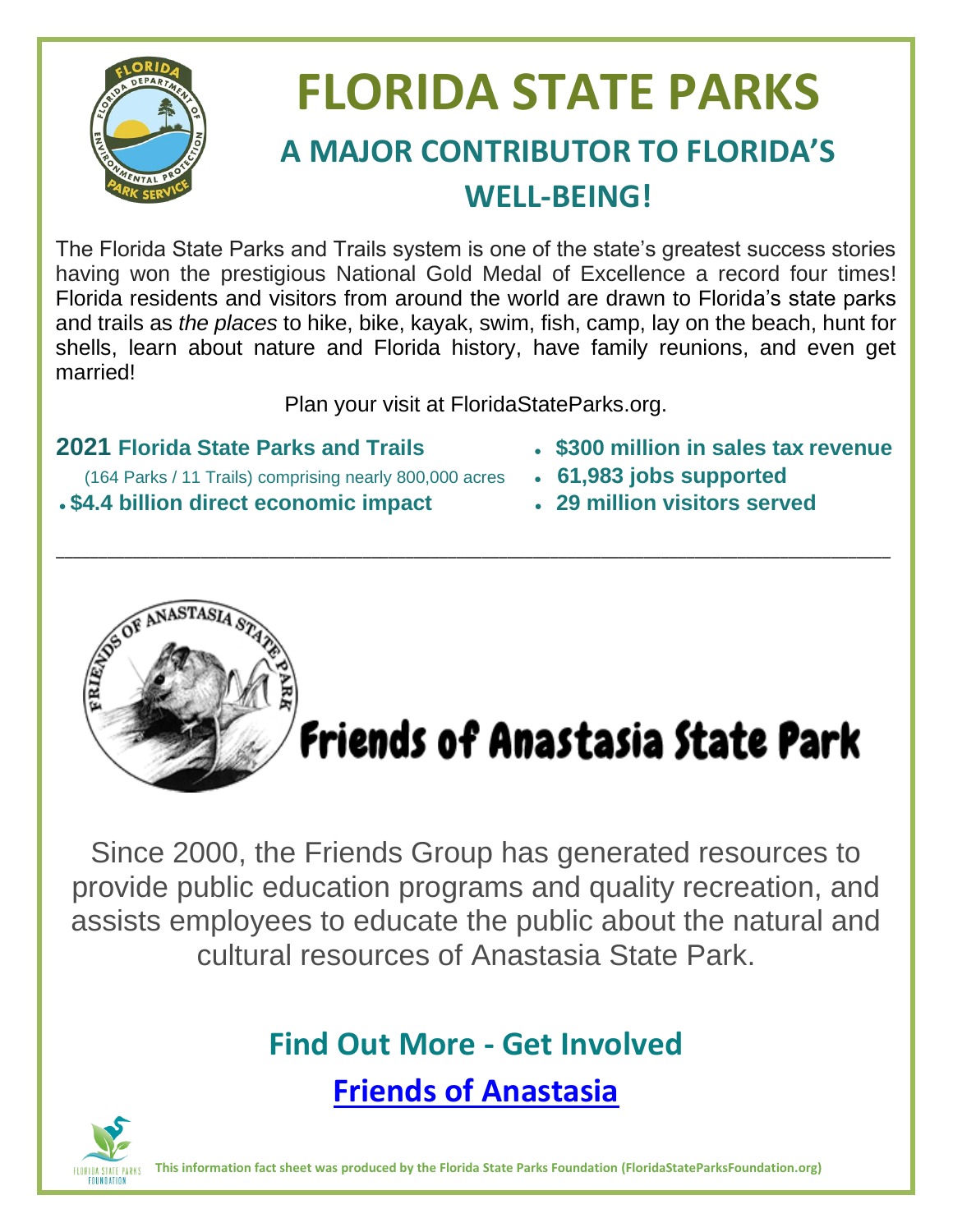# FLORIDA STATE PARKS

## A MAJOR CONTRIBUTOR TO FLORIDA'S WELL-BEING!

The Florida State Parks and Trails system is one of the state's greatest success stories having won the prestigious National Gold Medal of Excellence a record four times! Florida residents and visitors from around the world are drawn to Florida's state parks and trails as *the places* to hike, bike, kayak, swim, fish, camp, lay on the beach, hunt for shells, learn about nature and Florida history, have family reunions, and even get married!

Plan your visit at FloridaStateParks.org.

**2021 Florida State Parks and Trails**

(164 Parks / 11 Trails) comprising nearly 800,000 acres

- **$4.4 billion direct economic impact**
- **$300 million in sales tax revenue**
- **61,983 jobs supported**
- **29 million visitors served**

---

# Friends of Anastasia State Park

Since 2000, the Friends Group has generated resources to provide public education programs and quality recreation, and assists employees to educate the public about the natural and cultural resources of Anastasia State Park.

## Find Out More - Get Involved

**Friends of Anastasia**

**This information fact sheet was produced by the Florida State Parks Foundation (FloridaStateParksFoundation.org)**